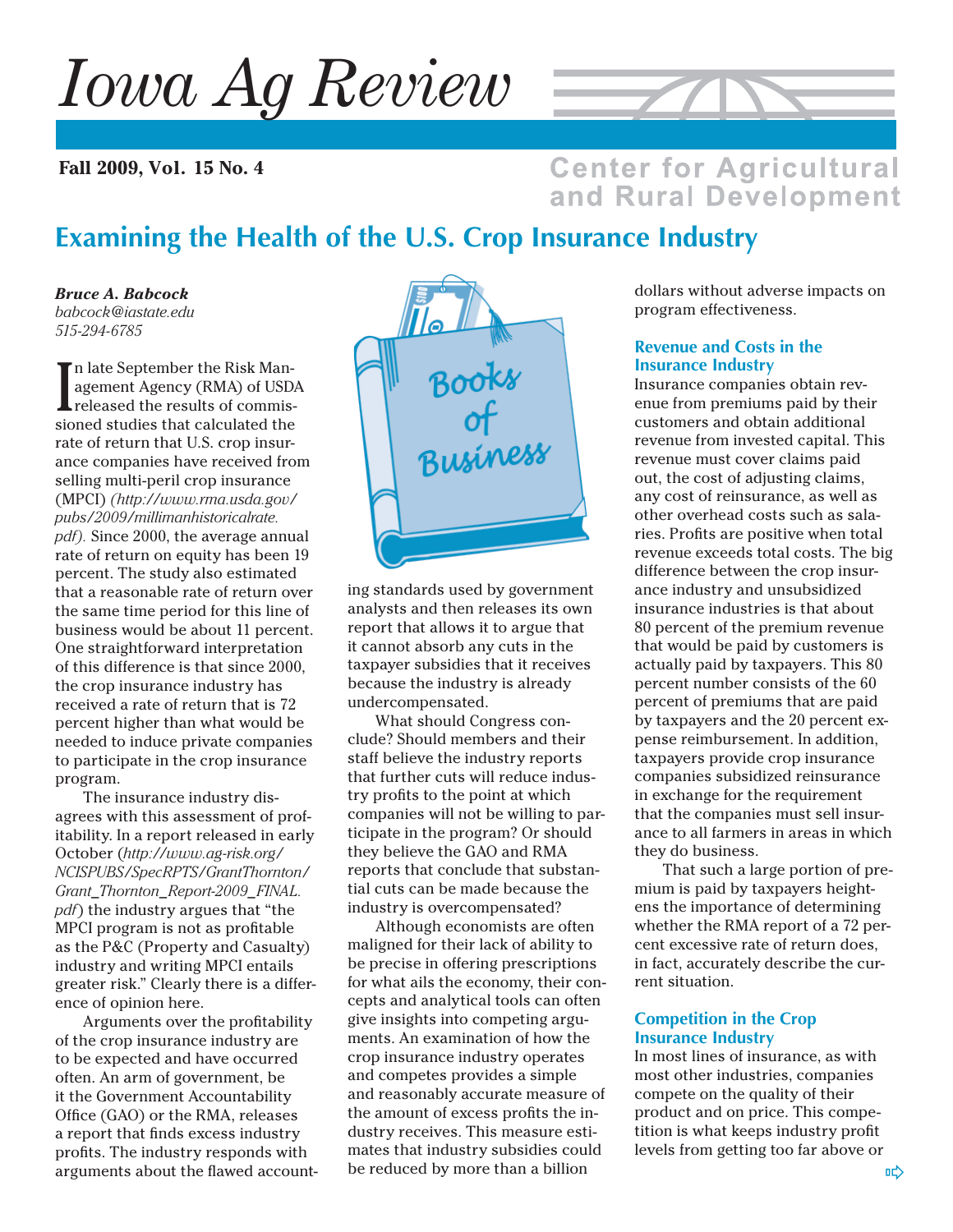# Iowa Ag Review

**Fall 2009, Vol. 15 No. 4**

Center for Agricultural and Rural Development

## Examining the Health of the U.S. Crop Insurance Industry

***Bruce A. Babcock***
*babcock@iastate.edu*
*515-294-6785*

In late September the Risk Management Agency (RMA) of USDA released the results of commissioned studies that calculated the rate of return that U.S. crop insurance companies have received from selling multi-peril crop insurance (MPCI) *(http://www.rma.usda.gov/pubs/2009/millimanhistoricalrate.pdf).* Since 2000, the average annual rate of return on equity has been 19 percent. The study also estimated that a reasonable rate of return over the same time period for this line of business would be about 11 percent. One straightforward interpretation of this difference is that since 2000, the crop insurance industry has received a rate of return that is 72 percent higher than what would be needed to induce private companies to participate in the crop insurance program.

The insurance industry disagrees with this assessment of profitability. In a report released in early October (*http://www.ag-risk.org/NCISPUBS/SpecRPTS/GrantThornton/Grant_Thornton_Report-2009_FINAL.pdf*) the industry argues that "the MPCI program is not as profitable as the P&C (Property and Casualty) industry and writing MPCI entails greater risk." Clearly there is a difference of opinion here.

Arguments over the profitability of the crop insurance industry are to be expected and have occurred often. An arm of government, be it the Government Accountability Office (GAO) or the RMA, releases a report that finds excess industry profits. The industry responds with arguments about the flawed accounting standards used by government analysts and then releases its own report that allows it to argue that it cannot absorb any cuts in the taxpayer subsidies that it receives because the industry is already undercompensated.

What should Congress conclude? Should members and their staff believe the industry reports that further cuts will reduce industry profits to the point at which companies will not be willing to participate in the program? Or should they believe the GAO and RMA reports that conclude that substantial cuts can be made because the industry is overcompensated?

Although economists are often maligned for their lack of ability to be precise in offering prescriptions for what ails the economy, their concepts and analytical tools can often give insights into competing arguments. An examination of how the crop insurance industry operates and competes provides a simple and reasonably accurate measure of the amount of excess profits the industry receives. This measure estimates that industry subsidies could be reduced by more than a billion dollars without adverse impacts on program effectiveness.

### Revenue and Costs in the Insurance Industry

Insurance companies obtain revenue from premiums paid by their customers and obtain additional revenue from invested capital. This revenue must cover claims paid out, the cost of adjusting claims, any cost of reinsurance, as well as other overhead costs such as salaries. Profits are positive when total revenue exceeds total costs. The big difference between the crop insurance industry and unsubsidized insurance industries is that about 80 percent of the premium revenue that would be paid by customers is actually paid by taxpayers. This 80 percent number consists of the 60 percent of premiums that are paid by taxpayers and the 20 percent expense reimbursement. In addition, taxpayers provide crop insurance companies subsidized reinsurance in exchange for the requirement that the companies must sell insurance to all farmers in areas in which they do business.

That such a large portion of premium is paid by taxpayers heightens the importance of determining whether the RMA report of a 72 percent excessive rate of return does, in fact, accurately describe the current situation.

### Competition in the Crop Insurance Industry

In most lines of insurance, as with most other industries, companies compete on the quality of their product and on price. This competition is what keeps industry profit levels from getting too far above or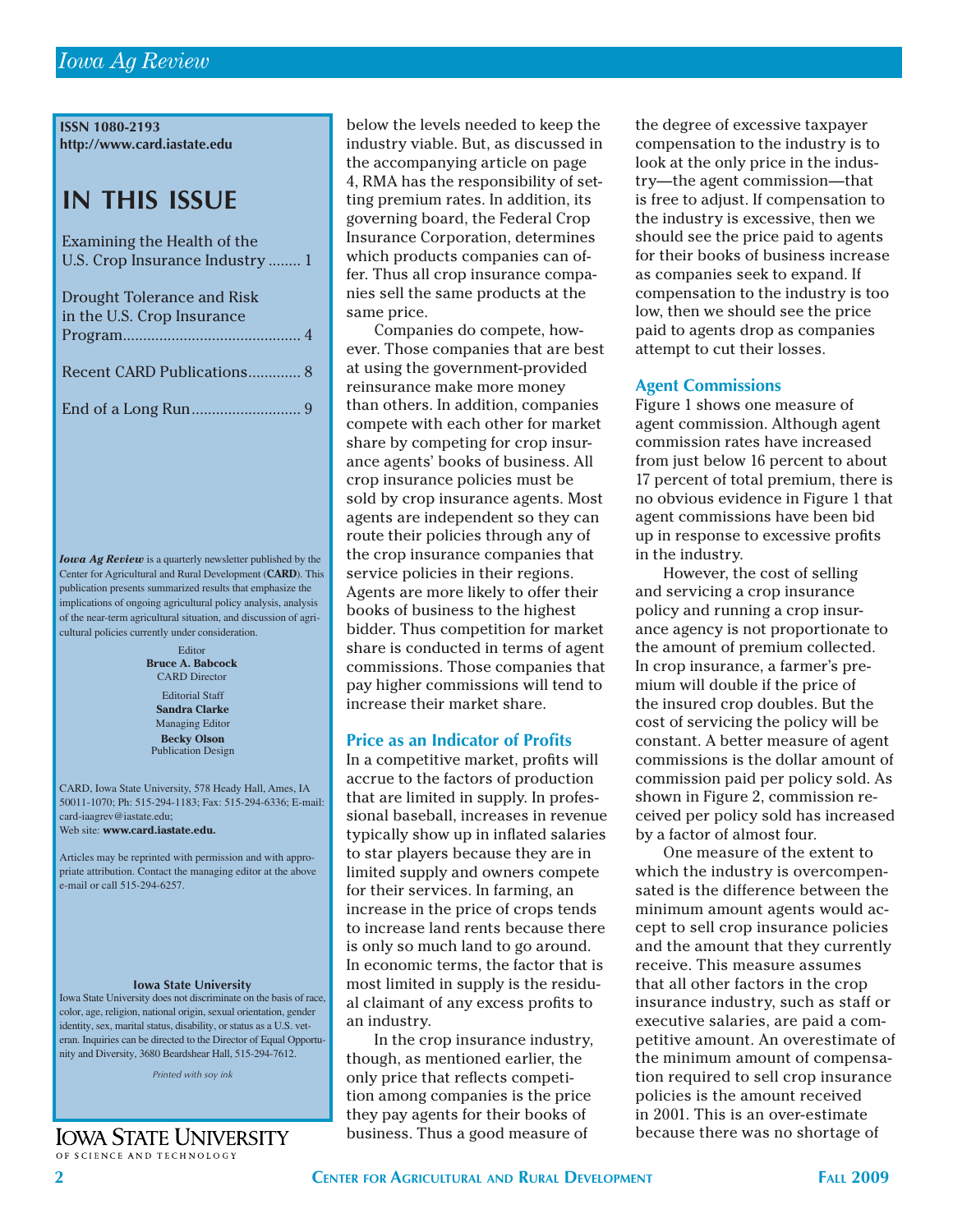ISSN 1080-2193
http://www.card.iastate.edu

## IN THIS ISSUE

Examining the Health of the U.S. Crop Insurance Industry ........ 1

Drought Tolerance and Risk in the U.S. Crop Insurance Program........................................... 4

Recent CARD Publications............. 8

End of a Long Run........................... 9

***Iowa Ag Review*** is a quarterly newsletter published by the Center for Agricultural and Rural Development (**CARD**). This publication presents summarized results that emphasize the implications of ongoing agricultural policy analysis, analysis of the near-term agricultural situation, and discussion of agricultural policies currently under consideration.

Editor
**Bruce A. Babcock**
CARD Director

Editorial Staff
**Sandra Clarke**
Managing Editor
**Becky Olson**
Publication Design

CARD, Iowa State University, 578 Heady Hall, Ames, IA 50011-1070; Ph: 515-294-1183; Fax: 515-294-6336; E-mail: card-iaagrev@iastate.edu;
Web site: **www.card.iastate.edu.**

Articles may be reprinted with permission and with appropriate attribution. Contact the managing editor at the above e-mail or call 515-294-6257.

**Iowa State University**
Iowa State University does not discriminate on the basis of race, color, age, religion, national origin, sexual orientation, gender identity, sex, marital status, disability, or status as a U.S. veteran. Inquiries can be directed to the Director of Equal Opportunity and Diversity, 3680 Beardshear Hall, 515-294-7612.

*Printed with soy ink*

below the levels needed to keep the industry viable. But, as discussed in the accompanying article on page 4, RMA has the responsibility of setting premium rates. In addition, its governing board, the Federal Crop Insurance Corporation, determines which products companies can offer. Thus all crop insurance companies sell the same products at the same price.

Companies do compete, however. Those companies that are best at using the government-provided reinsurance make more money than others. In addition, companies compete with each other for market share by competing for crop insurance agents' books of business. All crop insurance policies must be sold by crop insurance agents. Most agents are independent so they can route their policies through any of the crop insurance companies that service policies in their regions. Agents are more likely to offer their books of business to the highest bidder. Thus competition for market share is conducted in terms of agent commissions. Those companies that pay higher commissions will tend to increase their market share.

### Price as an Indicator of Profits

In a competitive market, profits will accrue to the factors of production that are limited in supply. In professional baseball, increases in revenue typically show up in inflated salaries to star players because they are in limited supply and owners compete for their services. In farming, an increase in the price of crops tends to increase land rents because there is only so much land to go around. In economic terms, the factor that is most limited in supply is the residual claimant of any excess profits to an industry.

In the crop insurance industry, though, as mentioned earlier, the only price that reflects competition among companies is the price they pay agents for their books of business. Thus a good measure of the degree of excessive taxpayer compensation to the industry is to look at the only price in the industry—the agent commission—that is free to adjust. If compensation to the industry is excessive, then we should see the price paid to agents for their books of business increase as companies seek to expand. If compensation to the industry is too low, then we should see the price paid to agents drop as companies attempt to cut their losses.

### Agent Commissions

Figure 1 shows one measure of agent commission. Although agent commission rates have increased from just below 16 percent to about 17 percent of total premium, there is no obvious evidence in Figure 1 that agent commissions have been bid up in response to excessive profits in the industry.

However, the cost of selling and servicing a crop insurance policy and running a crop insurance agency is not proportionate to the amount of premium collected. In crop insurance, a farmer's premium will double if the price of the insured crop doubles. But the cost of servicing the policy will be constant. A better measure of agent commissions is the dollar amount of commission paid per policy sold. As shown in Figure 2, commission received per policy sold has increased by a factor of almost four.

One measure of the extent to which the industry is overcompensated is the difference between the minimum amount agents would accept to sell crop insurance policies and the amount that they currently receive. This measure assumes that all other factors in the crop insurance industry, such as staff or executive salaries, are paid a competitive amount. An overestimate of the minimum amount of compensation required to sell crop insurance policies is the amount received in 2001. This is an over-estimate because there was no shortage of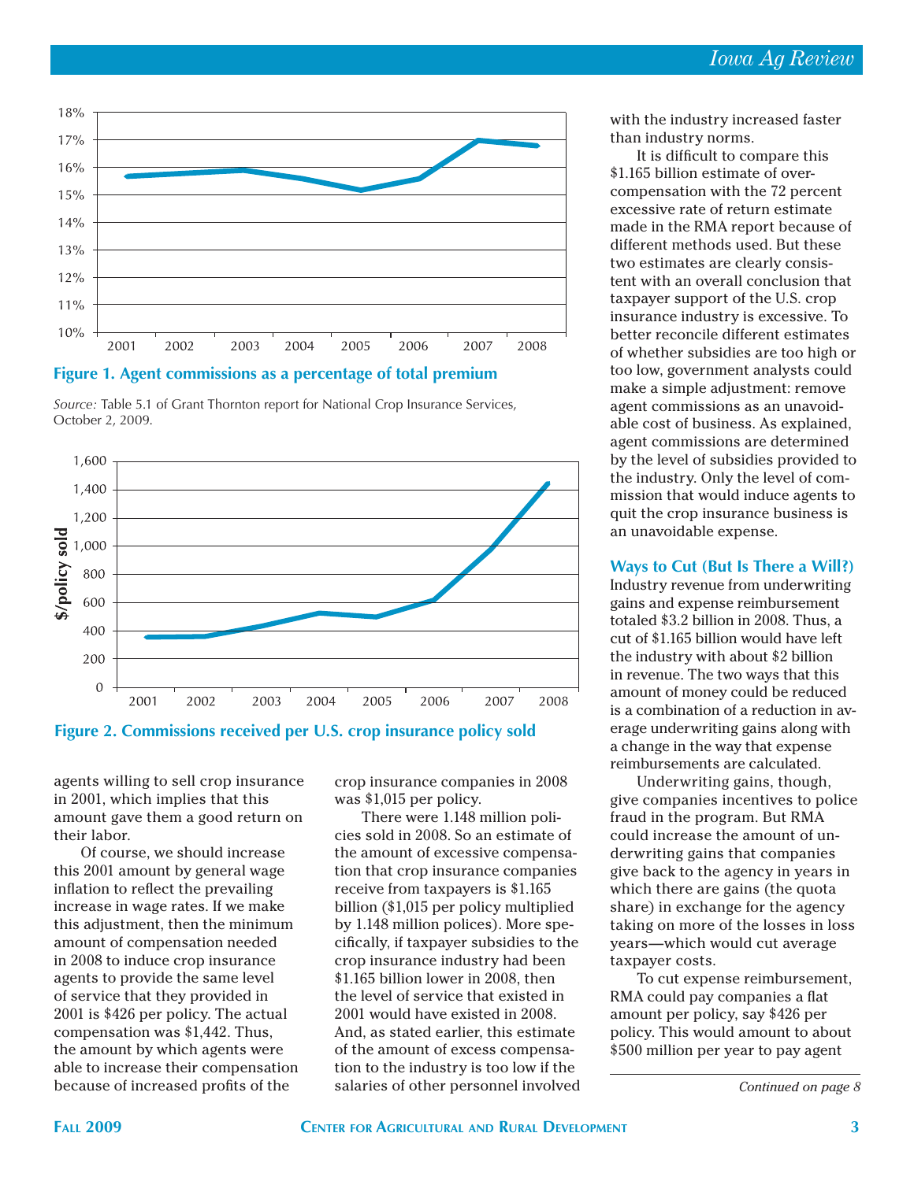**Figure 1. Agent commissions as a percentage of total premium**

*Source:* Table 5.1 of Grant Thornton report for National Crop Insurance Services, October 2, 2009.

**Figure 2. Commissions received per U.S. crop insurance policy sold**

agents willing to sell crop insurance in 2001, which implies that this amount gave them a good return on their labor.

Of course, we should increase this 2001 amount by general wage inflation to reflect the prevailing increase in wage rates. If we make this adjustment, then the minimum amount of compensation needed in 2008 to induce crop insurance agents to provide the same level of service that they provided in 2001 is $426 per policy. The actual compensation was $1,442. Thus, the amount by which agents were able to increase their compensation because of increased profits of the crop insurance companies in 2008 was $1,015 per policy.

There were 1.148 million policies sold in 2008. So an estimate of the amount of excessive compensation that crop insurance companies receive from taxpayers is $1.165 billion ($1,015 per policy multiplied by 1.148 million polices). More specifically, if taxpayer subsidies to the crop insurance industry had been $1.165 billion lower in 2008, then the level of service that existed in 2001 would have existed in 2008. And, as stated earlier, this estimate of the amount of excess compensation to the industry is too low if the salaries of other personnel involved with the industry increased faster than industry norms.

It is difficult to compare this $1.165 billion estimate of overcompensation with the 72 percent excessive rate of return estimate made in the RMA report because of different methods used. But these two estimates are clearly consistent with an overall conclusion that taxpayer support of the U.S. crop insurance industry is excessive. To better reconcile different estimates of whether subsidies are too high or too low, government analysts could make a simple adjustment: remove agent commissions as an unavoidable cost of business. As explained, agent commissions are determined by the level of subsidies provided to the industry. Only the level of commission that would induce agents to quit the crop insurance business is an unavoidable expense.

### Ways to Cut (But Is There a Will?)

Industry revenue from underwriting gains and expense reimbursement totaled $3.2 billion in 2008. Thus, a cut of $1.165 billion would have left the industry with about $2 billion in revenue. The two ways that this amount of money could be reduced is a combination of a reduction in average underwriting gains along with a change in the way that expense reimbursements are calculated.

Underwriting gains, though, give companies incentives to police fraud in the program. But RMA could increase the amount of underwriting gains that companies give back to the agency in years in which there are gains (the quota share) in exchange for the agency taking on more of the losses in loss years—which would cut average taxpayer costs.

To cut expense reimbursement, RMA could pay companies a flat amount per policy, say $426 per policy. This would amount to about $500 million per year to pay agent

*Continued on page 8*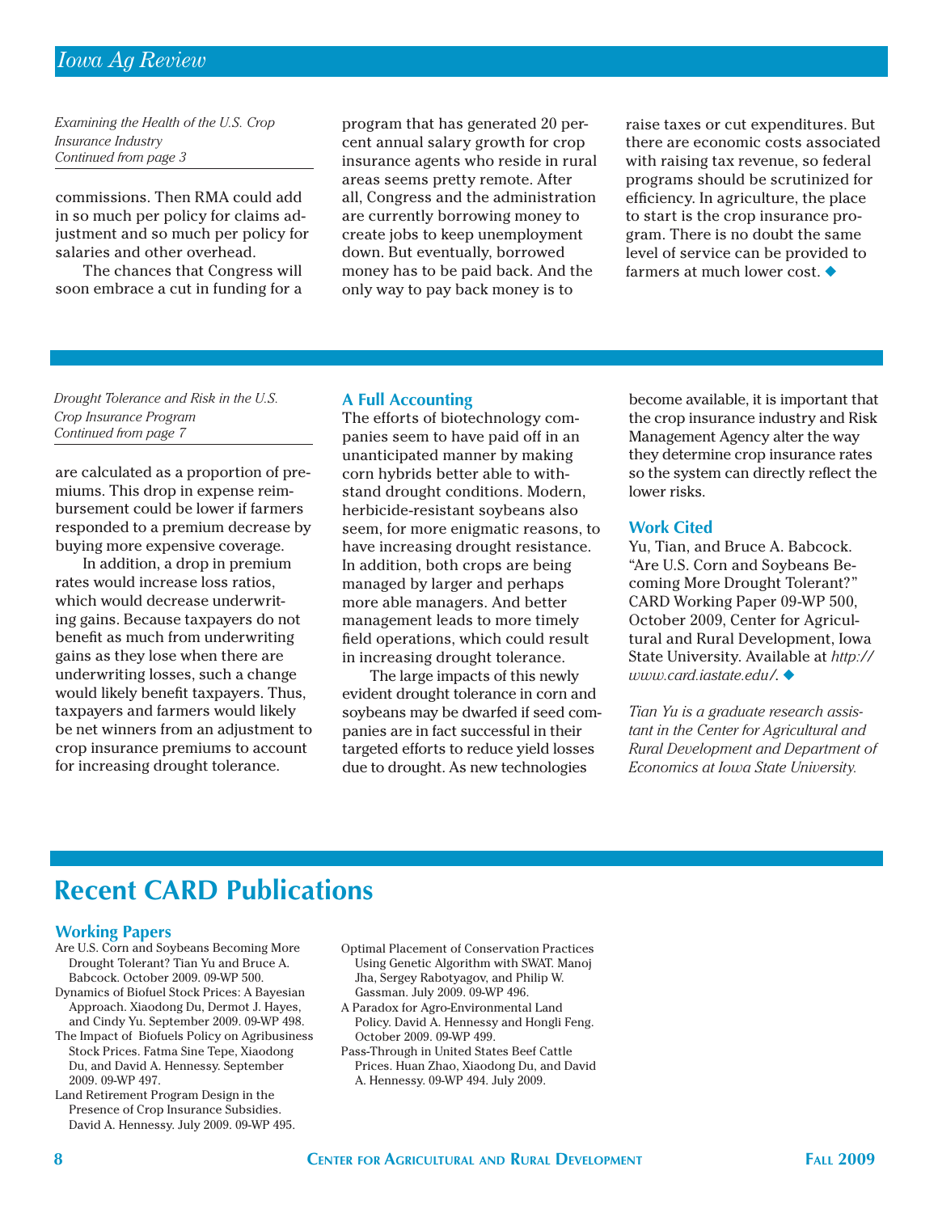*Examining the Health of the U.S. Crop Insurance Industry*
*Continued from page 3*

commissions. Then RMA could add in so much per policy for claims adjustment and so much per policy for salaries and other overhead.

The chances that Congress will soon embrace a cut in funding for a program that has generated 20 percent annual salary growth for crop insurance agents who reside in rural areas seems pretty remote. After all, Congress and the administration are currently borrowing money to create jobs to keep unemployment down. But eventually, borrowed money has to be paid back. And the only way to pay back money is to raise taxes or cut expenditures. But there are economic costs associated with raising tax revenue, so federal programs should be scrutinized for efficiency. In agriculture, the place to start is the crop insurance program. There is no doubt the same level of service can be provided to farmers at much lower cost. ◆

---

*Drought Tolerance and Risk in the U.S. Crop Insurance Program*
*Continued from page 7*

are calculated as a proportion of premiums. This drop in expense reimbursement could be lower if farmers responded to a premium decrease by buying more expensive coverage.

In addition, a drop in premium rates would increase loss ratios, which would decrease underwriting gains. Because taxpayers do not benefit as much from underwriting gains as they lose when there are underwriting losses, such a change would likely benefit taxpayers. Thus, taxpayers and farmers would likely be net winners from an adjustment to crop insurance premiums to account for increasing drought tolerance.

### A Full Accounting

The efforts of biotechnology companies seem to have paid off in an unanticipated manner by making corn hybrids better able to withstand drought conditions. Modern, herbicide-resistant soybeans also seem, for more enigmatic reasons, to have increasing drought resistance. In addition, both crops are being managed by larger and perhaps more able managers. And better management leads to more timely field operations, which could result in increasing drought tolerance.

The large impacts of this newly evident drought tolerance in corn and soybeans may be dwarfed if seed companies are in fact successful in their targeted efforts to reduce yield losses due to drought. As new technologies become available, it is important that the crop insurance industry and Risk Management Agency alter the way they determine crop insurance rates so the system can directly reflect the lower risks.

### Work Cited

Yu, Tian, and Bruce A. Babcock. "Are U.S. Corn and Soybeans Becoming More Drought Tolerant?" CARD Working Paper 09-WP 500, October 2009, Center for Agricultural and Rural Development, Iowa State University. Available at *http://www.card.iastate.edu/*. ◆

*Tian Yu is a graduate research assistant in the Center for Agricultural and Rural Development and Department of Economics at Iowa State University.*

---

# Recent CARD Publications

## Working Papers

- Are U.S. Corn and Soybeans Becoming More Drought Tolerant? Tian Yu and Bruce A. Babcock. October 2009. 09-WP 500.
- Dynamics of Biofuel Stock Prices: A Bayesian Approach. Xiaodong Du, Dermot J. Hayes, and Cindy Yu. September 2009. 09-WP 498.
- The Impact of Biofuels Policy on Agribusiness Stock Prices. Fatma Sine Tepe, Xiaodong Du, and David A. Hennessy. September 2009. 09-WP 497.
- Land Retirement Program Design in the Presence of Crop Insurance Subsidies. David A. Hennessy. July 2009. 09-WP 495.
- Optimal Placement of Conservation Practices Using Genetic Algorithm with SWAT. Manoj Jha, Sergey Rabotyagov, and Philip W. Gassman. July 2009. 09-WP 496.
- A Paradox for Agro-Environmental Land Policy. David A. Hennessy and Hongli Feng. October 2009. 09-WP 499.
- Pass-Through in United States Beef Cattle Prices. Huan Zhao, Xiaodong Du, and David A. Hennessy. 09-WP 494. July 2009.